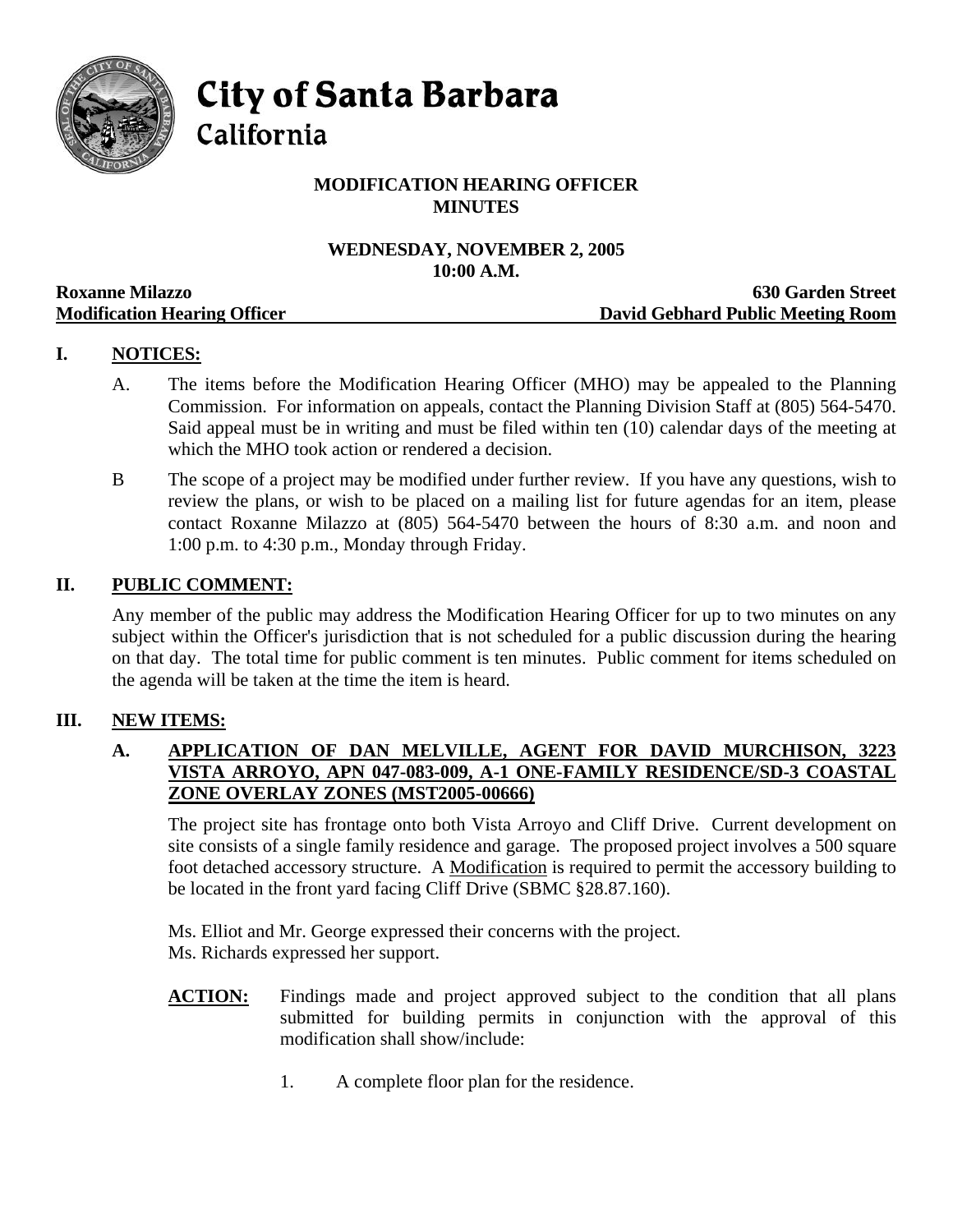# City of Santa Barbara
## California

**MODIFICATION HEARING OFFICER**
**MINUTES**

**WEDNESDAY, NOVEMBER 2, 2005**
**10:00 A.M.**

**Roxanne Milazzo** — **630 Garden Street**
**Modification Hearing Officer** — **David Gebhard Public Meeting Room**

## I. NOTICES:

A. The items before the Modification Hearing Officer (MHO) may be appealed to the Planning Commission. For information on appeals, contact the Planning Division Staff at (805) 564-5470. Said appeal must be in writing and must be filed within ten (10) calendar days of the meeting at which the MHO took action or rendered a decision.

B The scope of a project may be modified under further review. If you have any questions, wish to review the plans, or wish to be placed on a mailing list for future agendas for an item, please contact Roxanne Milazzo at (805) 564-5470 between the hours of 8:30 a.m. and noon and 1:00 p.m. to 4:30 p.m., Monday through Friday.

## II. PUBLIC COMMENT:

Any member of the public may address the Modification Hearing Officer for up to two minutes on any subject within the Officer's jurisdiction that is not scheduled for a public discussion during the hearing on that day. The total time for public comment is ten minutes. Public comment for items scheduled on the agenda will be taken at the time the item is heard.

## III. NEW ITEMS:

### A. APPLICATION OF DAN MELVILLE, AGENT FOR DAVID MURCHISON, 3223 VISTA ARROYO, APN 047-083-009, A-1 ONE-FAMILY RESIDENCE/SD-3 COASTAL ZONE OVERLAY ZONES (MST2005-00666)

The project site has frontage onto both Vista Arroyo and Cliff Drive. Current development on site consists of a single family residence and garage. The proposed project involves a 500 square foot detached accessory structure. A Modification is required to permit the accessory building to be located in the front yard facing Cliff Drive (SBMC §28.87.160).

Ms. Elliot and Mr. George expressed their concerns with the project.
Ms. Richards expressed her support.

**ACTION:** Findings made and project approved subject to the condition that all plans submitted for building permits in conjunction with the approval of this modification shall show/include:

1. A complete floor plan for the residence.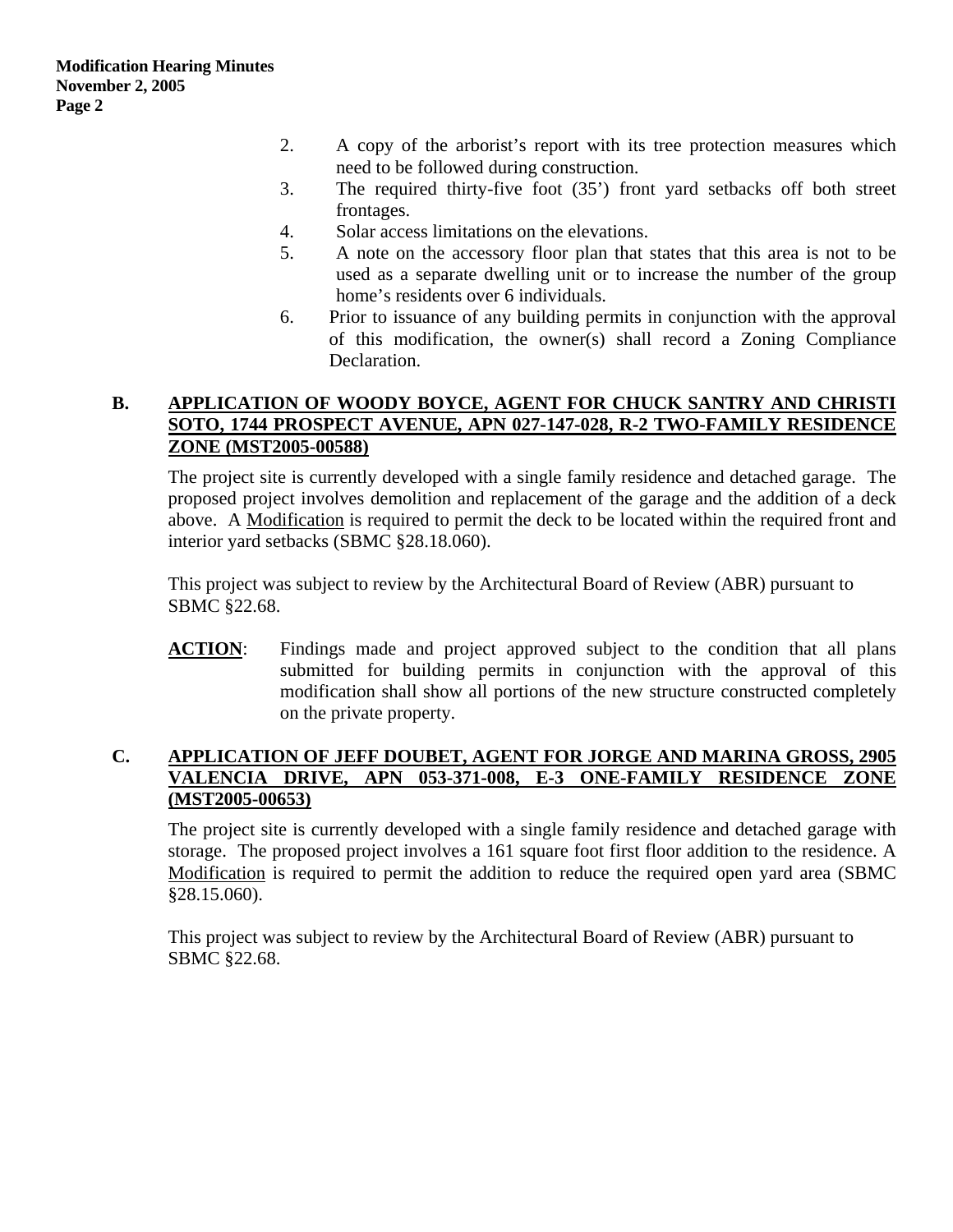2. A copy of the arborist's report with its tree protection measures which need to be followed during construction.
3. The required thirty-five foot (35') front yard setbacks off both street frontages.
4. Solar access limitations on the elevations.
5. A note on the accessory floor plan that states that this area is not to be used as a separate dwelling unit or to increase the number of the group home's residents over 6 individuals.
6. Prior to issuance of any building permits in conjunction with the approval of this modification, the owner(s) shall record a Zoning Compliance Declaration.

### B. APPLICATION OF WOODY BOYCE, AGENT FOR CHUCK SANTRY AND CHRISTI SOTO, 1744 PROSPECT AVENUE, APN 027-147-028, R-2 TWO-FAMILY RESIDENCE ZONE (MST2005-00588)

The project site is currently developed with a single family residence and detached garage. The proposed project involves demolition and replacement of the garage and the addition of a deck above. A Modification is required to permit the deck to be located within the required front and interior yard setbacks (SBMC §28.18.060).

This project was subject to review by the Architectural Board of Review (ABR) pursuant to SBMC §22.68.

**ACTION**: Findings made and project approved subject to the condition that all plans submitted for building permits in conjunction with the approval of this modification shall show all portions of the new structure constructed completely on the private property.

### C. APPLICATION OF JEFF DOUBET, AGENT FOR JORGE AND MARINA GROSS, 2905 VALENCIA DRIVE, APN 053-371-008, E-3 ONE-FAMILY RESIDENCE ZONE (MST2005-00653)

The project site is currently developed with a single family residence and detached garage with storage. The proposed project involves a 161 square foot first floor addition to the residence. A Modification is required to permit the addition to reduce the required open yard area (SBMC §28.15.060).

This project was subject to review by the Architectural Board of Review (ABR) pursuant to SBMC §22.68.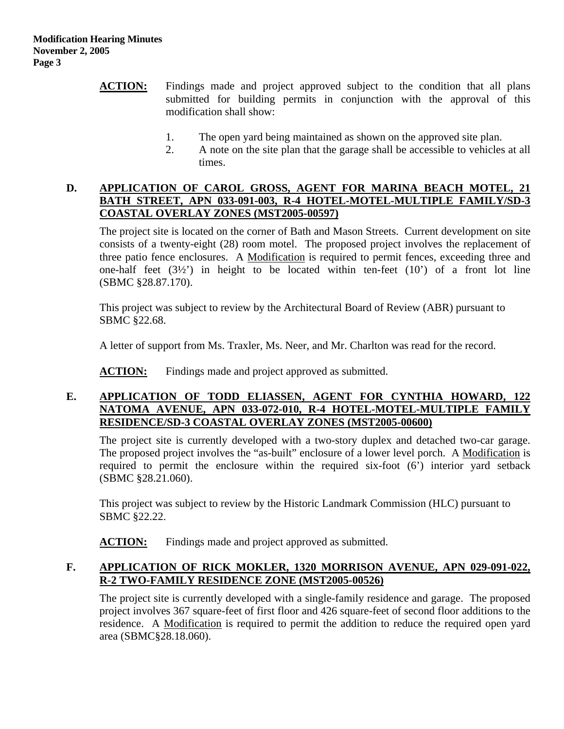**ACTION:** Findings made and project approved subject to the condition that all plans submitted for building permits in conjunction with the approval of this modification shall show:

1. The open yard being maintained as shown on the approved site plan.
2. A note on the site plan that the garage shall be accessible to vehicles at all times.

**D. APPLICATION OF CAROL GROSS, AGENT FOR MARINA BEACH MOTEL, 21 BATH STREET, APN 033-091-003, R-4 HOTEL-MOTEL-MULTIPLE FAMILY/SD-3 COASTAL OVERLAY ZONES (MST2005-00597)**

The project site is located on the corner of Bath and Mason Streets. Current development on site consists of a twenty-eight (28) room motel. The proposed project involves the replacement of three patio fence enclosures. A Modification is required to permit fences, exceeding three and one-half feet (3½') in height to be located within ten-feet (10') of a front lot line (SBMC §28.87.170).

This project was subject to review by the Architectural Board of Review (ABR) pursuant to SBMC §22.68.

A letter of support from Ms. Traxler, Ms. Neer, and Mr. Charlton was read for the record.

**ACTION:** Findings made and project approved as submitted.

**E. APPLICATION OF TODD ELIASSEN, AGENT FOR CYNTHIA HOWARD, 122 NATOMA AVENUE, APN 033-072-010, R-4 HOTEL-MOTEL-MULTIPLE FAMILY RESIDENCE/SD-3 COASTAL OVERLAY ZONES (MST2005-00600)**

The project site is currently developed with a two-story duplex and detached two-car garage. The proposed project involves the "as-built" enclosure of a lower level porch. A Modification is required to permit the enclosure within the required six-foot (6') interior yard setback (SBMC §28.21.060).

This project was subject to review by the Historic Landmark Commission (HLC) pursuant to SBMC §22.22.

**ACTION:** Findings made and project approved as submitted.

**F. APPLICATION OF RICK MOKLER, 1320 MORRISON AVENUE, APN 029-091-022, R-2 TWO-FAMILY RESIDENCE ZONE (MST2005-00526)**

The project site is currently developed with a single-family residence and garage. The proposed project involves 367 square-feet of first floor and 426 square-feet of second floor additions to the residence. A Modification is required to permit the addition to reduce the required open yard area (SBMC§28.18.060).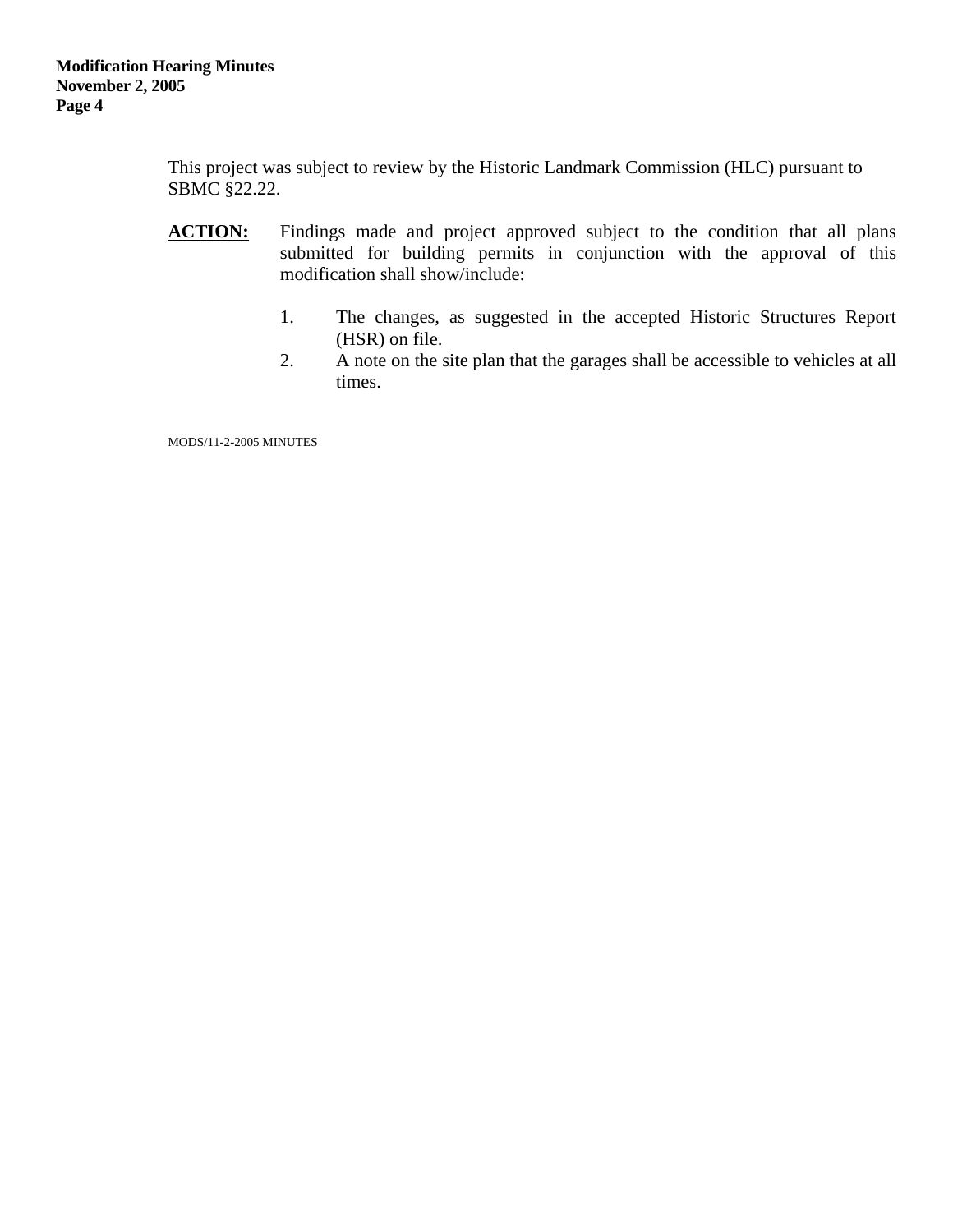This project was subject to review by the Historic Landmark Commission (HLC) pursuant to SBMC §22.22.

**ACTION:** Findings made and project approved subject to the condition that all plans submitted for building permits in conjunction with the approval of this modification shall show/include:

1. The changes, as suggested in the accepted Historic Structures Report (HSR) on file.
2. A note on the site plan that the garages shall be accessible to vehicles at all times.

MODS/11-2-2005 MINUTES